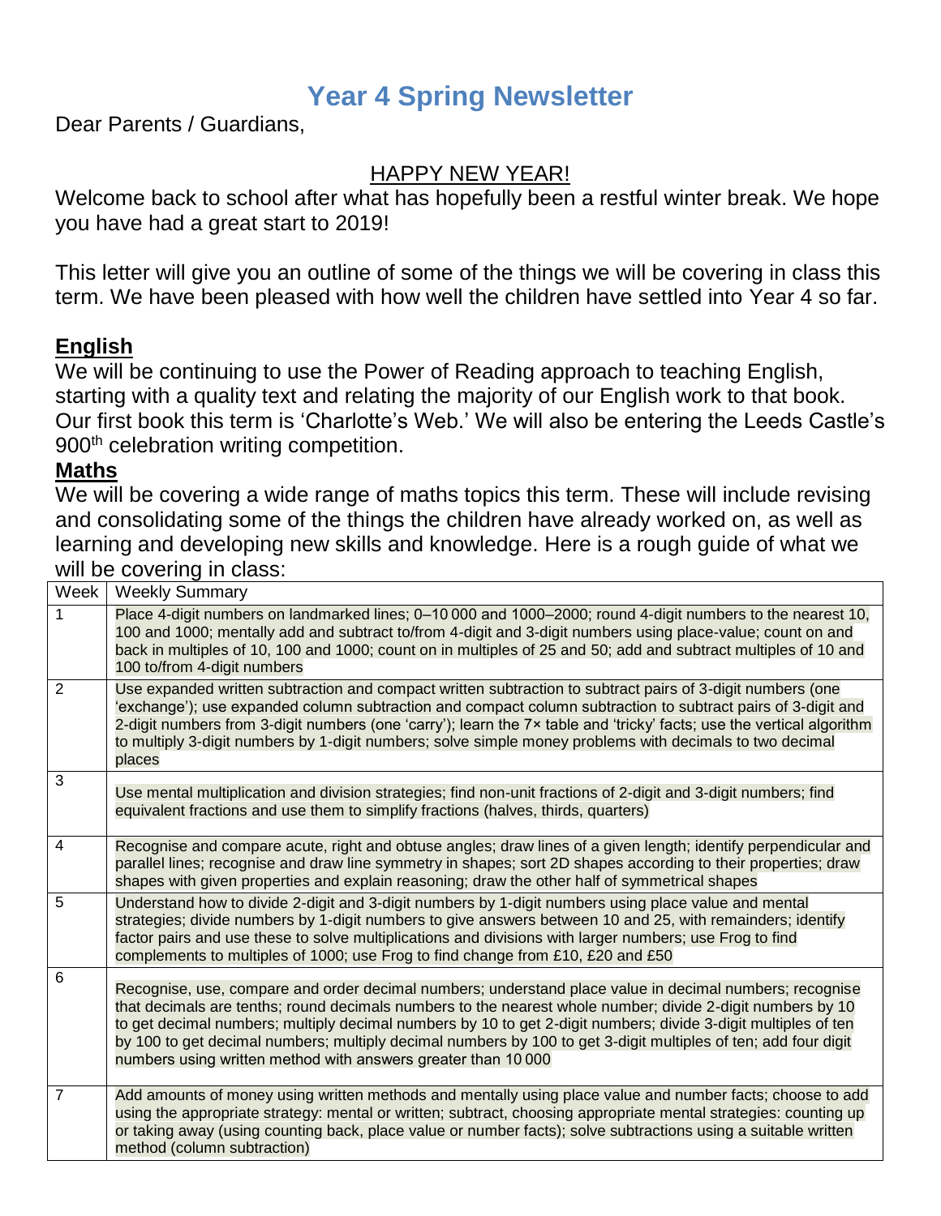# Year 4 Spring Newsletter

Dear Parents / Guardians,

HAPPY NEW YEAR!

Welcome back to school after what has hopefully been a restful winter break. We hope you have had a great start to 2019!

This letter will give you an outline of some of the things we will be covering in class this term. We have been pleased with how well the children have settled into Year 4 so far.

## English

We will be continuing to use the Power of Reading approach to teaching English, starting with a quality text and relating the majority of our English work to that book. Our first book this term is 'Charlotte's Web.' We will also be entering the Leeds Castle's 900th celebration writing competition.

## Maths

We will be covering a wide range of maths topics this term. These will include revising and consolidating some of the things the children have already worked on, as well as learning and developing new skills and knowledge. Here is a rough guide of what we will be covering in class:

| Week | Weekly Summary |
|---|---|
| 1 | Place 4-digit numbers on landmarked lines; 0–10 000 and 1000–2000; round 4-digit numbers to the nearest 10, 100 and 1000; mentally add and subtract to/from 4-digit and 3-digit numbers using place-value; count on and back in multiples of 10, 100 and 1000; count on in multiples of 25 and 50; add and subtract multiples of 10 and 100 to/from 4-digit numbers |
| 2 | Use expanded written subtraction and compact written subtraction to subtract pairs of 3-digit numbers (one 'exchange'); use expanded column subtraction and compact column subtraction to subtract pairs of 3-digit and 2-digit numbers from 3-digit numbers (one 'carry'); learn the 7× table and 'tricky' facts; use the vertical algorithm to multiply 3-digit numbers by 1-digit numbers; solve simple money problems with decimals to two decimal places |
| 3 | Use mental multiplication and division strategies; find non-unit fractions of 2-digit and 3-digit numbers; find equivalent fractions and use them to simplify fractions (halves, thirds, quarters) |
| 4 | Recognise and compare acute, right and obtuse angles; draw lines of a given length; identify perpendicular and parallel lines; recognise and draw line symmetry in shapes; sort 2D shapes according to their properties; draw shapes with given properties and explain reasoning; draw the other half of symmetrical shapes |
| 5 | Understand how to divide 2-digit and 3-digit numbers by 1-digit numbers using place value and mental strategies; divide numbers by 1-digit numbers to give answers between 10 and 25, with remainders; identify factor pairs and use these to solve multiplications and divisions with larger numbers; use Frog to find complements to multiples of 1000; use Frog to find change from £10, £20 and £50 |
| 6 | Recognise, use, compare and order decimal numbers; understand place value in decimal numbers; recognise that decimals are tenths; round decimals numbers to the nearest whole number; divide 2-digit numbers by 10 to get decimal numbers; multiply decimal numbers by 10 to get 2-digit numbers; divide 3-digit multiples of ten by 100 to get decimal numbers; multiply decimal numbers by 100 to get 3-digit multiples of ten; add four digit numbers using written method with answers greater than 10 000 |
| 7 | Add amounts of money using written methods and mentally using place value and number facts; choose to add using the appropriate strategy: mental or written; subtract, choosing appropriate mental strategies: counting up or taking away (using counting back, place value or number facts); solve subtractions using a suitable written method (column subtraction) |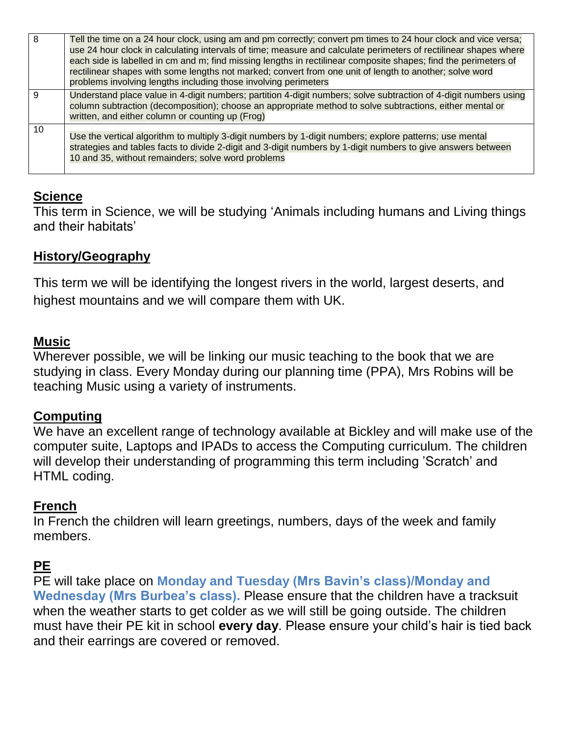| 8 | Tell the time on a 24 hour clock, using am and pm correctly; convert pm times to 24 hour clock and vice versa; use 24 hour clock in calculating intervals of time; measure and calculate perimeters of rectilinear shapes where each side is labelled in cm and m; find missing lengths in rectilinear composite shapes; find the perimeters of rectilinear shapes with some lengths not marked; convert from one unit of length to another; solve word problems involving lengths including those involving perimeters |
|---|---|
| 9 | Understand place value in 4-digit numbers; partition 4-digit numbers; solve subtraction of 4-digit numbers using column subtraction (decomposition); choose an appropriate method to solve subtractions, either mental or written, and either column or counting up (Frog) |
| 10 | Use the vertical algorithm to multiply 3-digit numbers by 1-digit numbers; explore patterns; use mental strategies and tables facts to divide 2-digit and 3-digit numbers by 1-digit numbers to give answers between 10 and 35, without remainders; solve word problems |

## Science

This term in Science, we will be studying 'Animals including humans and Living things and their habitats'

## History/Geography

This term we will be identifying the longest rivers in the world, largest deserts, and highest mountains and we will compare them with UK.

## Music

Wherever possible, we will be linking our music teaching to the book that we are studying in class. Every Monday during our planning time (PPA), Mrs Robins will be teaching Music using a variety of instruments.

## Computing

We have an excellent range of technology available at Bickley and will make use of the computer suite, Laptops and IPADs to access the Computing curriculum. The children will develop their understanding of programming this term including 'Scratch' and HTML coding.

## French

In French the children will learn greetings, numbers, days of the week and family members.

## PE

PE will take place on **Monday and Tuesday (Mrs Bavin's class)/Monday and Wednesday (Mrs Burbea's class).** Please ensure that the children have a tracksuit when the weather starts to get colder as we will still be going outside. The children must have their PE kit in school **every day**. Please ensure your child's hair is tied back and their earrings are covered or removed.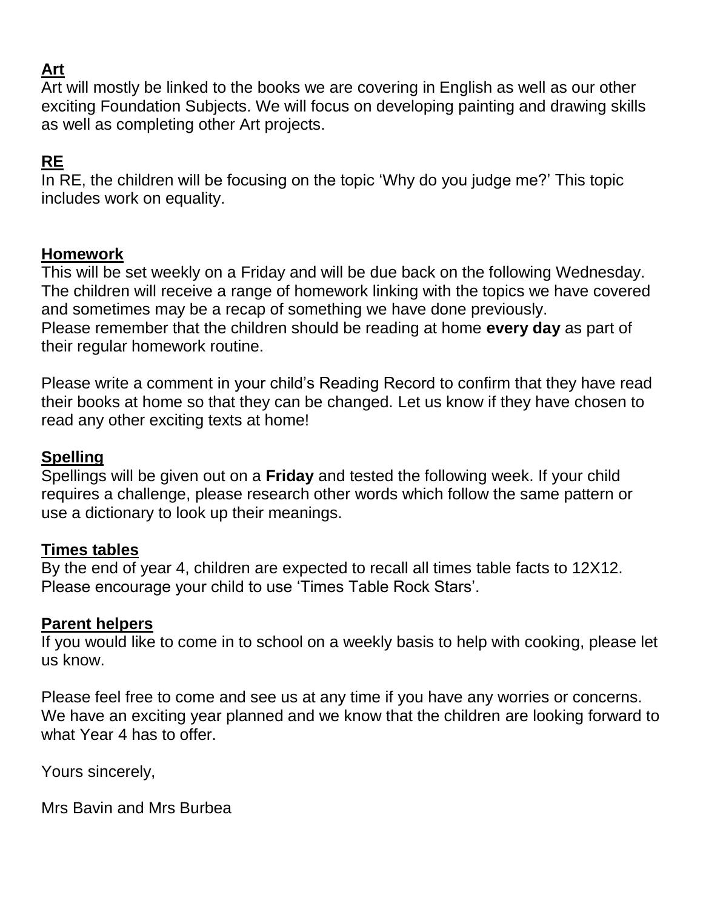**Art**

Art will mostly be linked to the books we are covering in English as well as our other exciting Foundation Subjects. We will focus on developing painting and drawing skills as well as completing other Art projects.

**RE**

In RE, the children will be focusing on the topic 'Why do you judge me?' This topic includes work on equality.

**Homework**

This will be set weekly on a Friday and will be due back on the following Wednesday. The children will receive a range of homework linking with the topics we have covered and sometimes may be a recap of something we have done previously.
Please remember that the children should be reading at home **every day** as part of their regular homework routine.

Please write a comment in your child's Reading Record to confirm that they have read their books at home so that they can be changed. Let us know if they have chosen to read any other exciting texts at home!

**Spelling**

Spellings will be given out on a **Friday** and tested the following week. If your child requires a challenge, please research other words which follow the same pattern or use a dictionary to look up their meanings.

**Times tables**

By the end of year 4, children are expected to recall all times table facts to 12X12. Please encourage your child to use 'Times Table Rock Stars'.

**Parent helpers**

If you would like to come in to school on a weekly basis to help with cooking, please let us know.

Please feel free to come and see us at any time if you have any worries or concerns. We have an exciting year planned and we know that the children are looking forward to what Year 4 has to offer.

Yours sincerely,

Mrs Bavin and Mrs Burbea